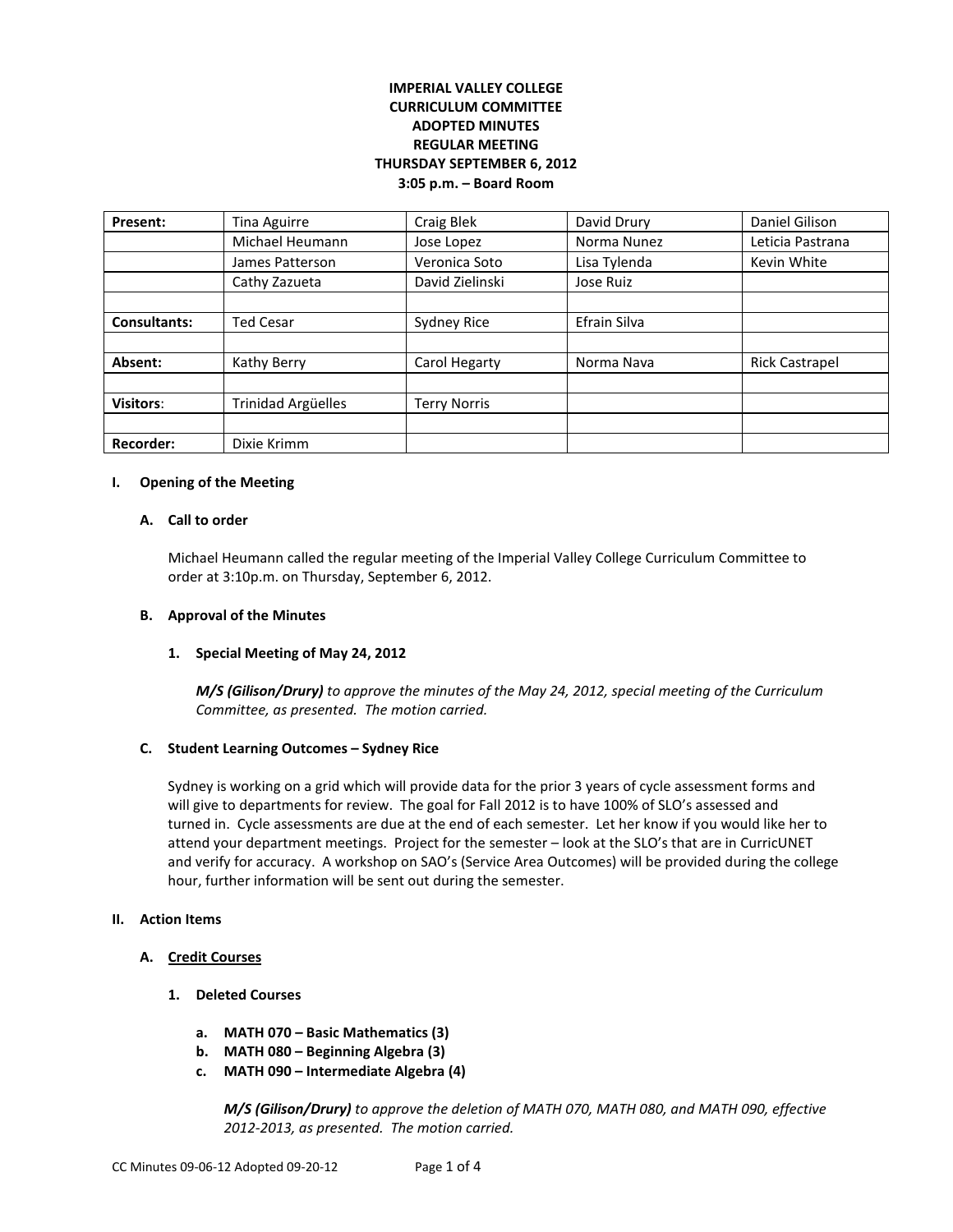**IMPERIAL VALLEY COLLEGE**
**CURRICULUM COMMITTEE**
**ADOPTED MINUTES**
**REGULAR MEETING**
**THURSDAY SEPTEMBER 6, 2012**
**3:05 p.m. – Board Room**

| **Present:** | Tina Aguirre | Craig Blek | David Drury | Daniel Gilison |
|---|---|---|---|---|
| | Michael Heumann | Jose Lopez | Norma Nunez | Leticia Pastrana |
| | James Patterson | Veronica Soto | Lisa Tylenda | Kevin White |
| | Cathy Zazueta | David Zielinski | Jose Ruiz | |
| | | | | |
| **Consultants:** | Ted Cesar | Sydney Rice | Efrain Silva | |
| | | | | |
| **Absent:** | Kathy Berry | Carol Hegarty | Norma Nava | Rick Castrapel |
| | | | | |
| **Visitors**: | Trinidad Argüelles | Terry Norris | | |
| | | | | |
| **Recorder:** | Dixie Krimm | | | |

## I. Opening of the Meeting

### A. Call to order

Michael Heumann called the regular meeting of the Imperial Valley College Curriculum Committee to order at 3:10p.m. on Thursday, September 6, 2012.

### B. Approval of the Minutes

#### 1. Special Meeting of May 24, 2012

***M/S (Gilison/Drury)*** *to approve the minutes of the May 24, 2012, special meeting of the Curriculum Committee, as presented. The motion carried.*

### C. Student Learning Outcomes – Sydney Rice

Sydney is working on a grid which will provide data for the prior 3 years of cycle assessment forms and will give to departments for review. The goal for Fall 2012 is to have 100% of SLO's assessed and turned in. Cycle assessments are due at the end of each semester. Let her know if you would like her to attend your department meetings. Project for the semester – look at the SLO's that are in CurricUNET and verify for accuracy. A workshop on SAO's (Service Area Outcomes) will be provided during the college hour, further information will be sent out during the semester.

## II. Action Items

### A. Credit Courses

#### 1. Deleted Courses

a. **MATH 070 – Basic Mathematics (3)**
b. **MATH 080 – Beginning Algebra (3)**
c. **MATH 090 – Intermediate Algebra (4)**

***M/S (Gilison/Drury)*** *to approve the deletion of MATH 070, MATH 080, and MATH 090, effective 2012-2013, as presented. The motion carried.*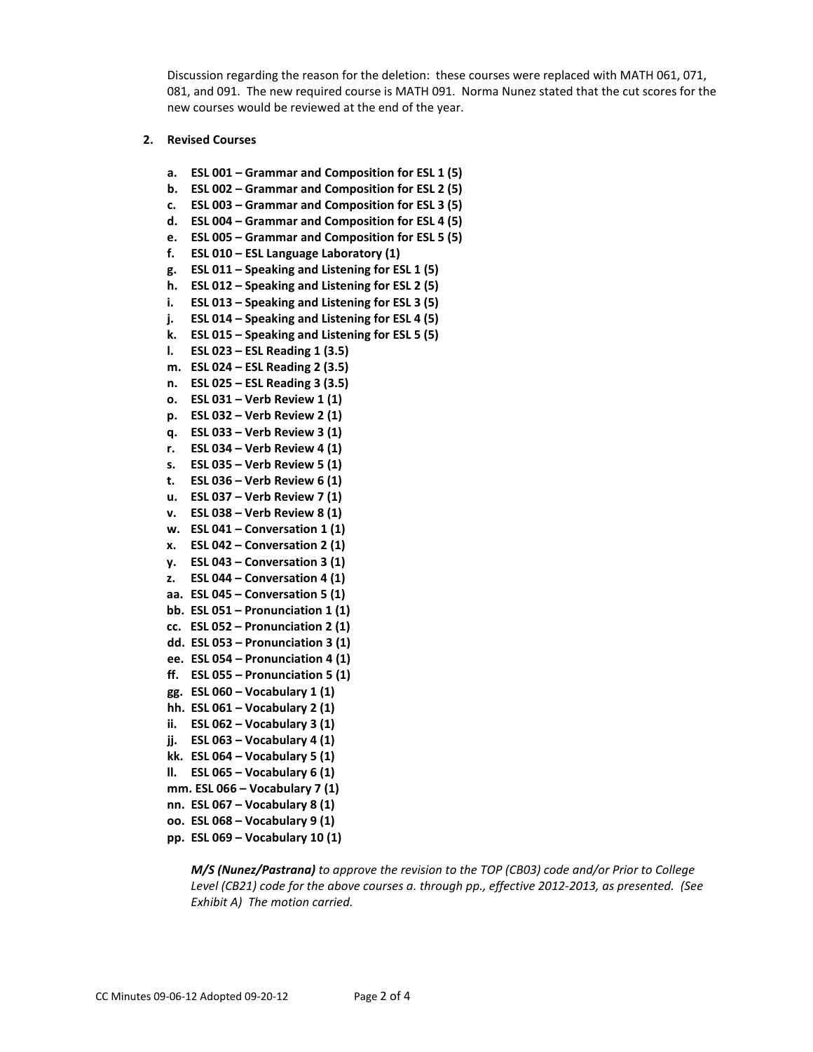Discussion regarding the reason for the deletion: these courses were replaced with MATH 061, 071, 081, and 091. The new required course is MATH 091. Norma Nunez stated that the cut scores for the new courses would be reviewed at the end of the year.

**2. Revised Courses**

- **a. ESL 001 – Grammar and Composition for ESL 1 (5)**
- **b. ESL 002 – Grammar and Composition for ESL 2 (5)**
- **c. ESL 003 – Grammar and Composition for ESL 3 (5)**
- **d. ESL 004 – Grammar and Composition for ESL 4 (5)**
- **e. ESL 005 – Grammar and Composition for ESL 5 (5)**
- **f. ESL 010 – ESL Language Laboratory (1)**
- **g. ESL 011 – Speaking and Listening for ESL 1 (5)**
- **h. ESL 012 – Speaking and Listening for ESL 2 (5)**
- **i. ESL 013 – Speaking and Listening for ESL 3 (5)**
- **j. ESL 014 – Speaking and Listening for ESL 4 (5)**
- **k. ESL 015 – Speaking and Listening for ESL 5 (5)**
- **l. ESL 023 – ESL Reading 1 (3.5)**
- **m. ESL 024 – ESL Reading 2 (3.5)**
- **n. ESL 025 – ESL Reading 3 (3.5)**
- **o. ESL 031 – Verb Review 1 (1)**
- **p. ESL 032 – Verb Review 2 (1)**
- **q. ESL 033 – Verb Review 3 (1)**
- **r. ESL 034 – Verb Review 4 (1)**
- **s. ESL 035 – Verb Review 5 (1)**
- **t. ESL 036 – Verb Review 6 (1)**
- **u. ESL 037 – Verb Review 7 (1)**
- **v. ESL 038 – Verb Review 8 (1)**
- **w. ESL 041 – Conversation 1 (1)**
- **x. ESL 042 – Conversation 2 (1)**
- **y. ESL 043 – Conversation 3 (1)**
- **z. ESL 044 – Conversation 4 (1)**
- **aa. ESL 045 – Conversation 5 (1)**
- **bb. ESL 051 – Pronunciation 1 (1)**
- **cc. ESL 052 – Pronunciation 2 (1)**
- **dd. ESL 053 – Pronunciation 3 (1)**
- **ee. ESL 054 – Pronunciation 4 (1)**
- **ff. ESL 055 – Pronunciation 5 (1)**
- **gg. ESL 060 – Vocabulary 1 (1)**
- **hh. ESL 061 – Vocabulary 2 (1)**
- **ii. ESL 062 – Vocabulary 3 (1)**
- **jj. ESL 063 – Vocabulary 4 (1)**
- **kk. ESL 064 – Vocabulary 5 (1)**
- **ll. ESL 065 – Vocabulary 6 (1)**
- **mm. ESL 066 – Vocabulary 7 (1)**
- **nn. ESL 067 – Vocabulary 8 (1)**
- **oo. ESL 068 – Vocabulary 9 (1)**
- **pp. ESL 069 – Vocabulary 10 (1)**

***M/S (Nunez/Pastrana)*** *to approve the revision to the TOP (CB03) code and/or Prior to College Level (CB21) code for the above courses a. through pp., effective 2012-2013, as presented. (See Exhibit A) The motion carried.*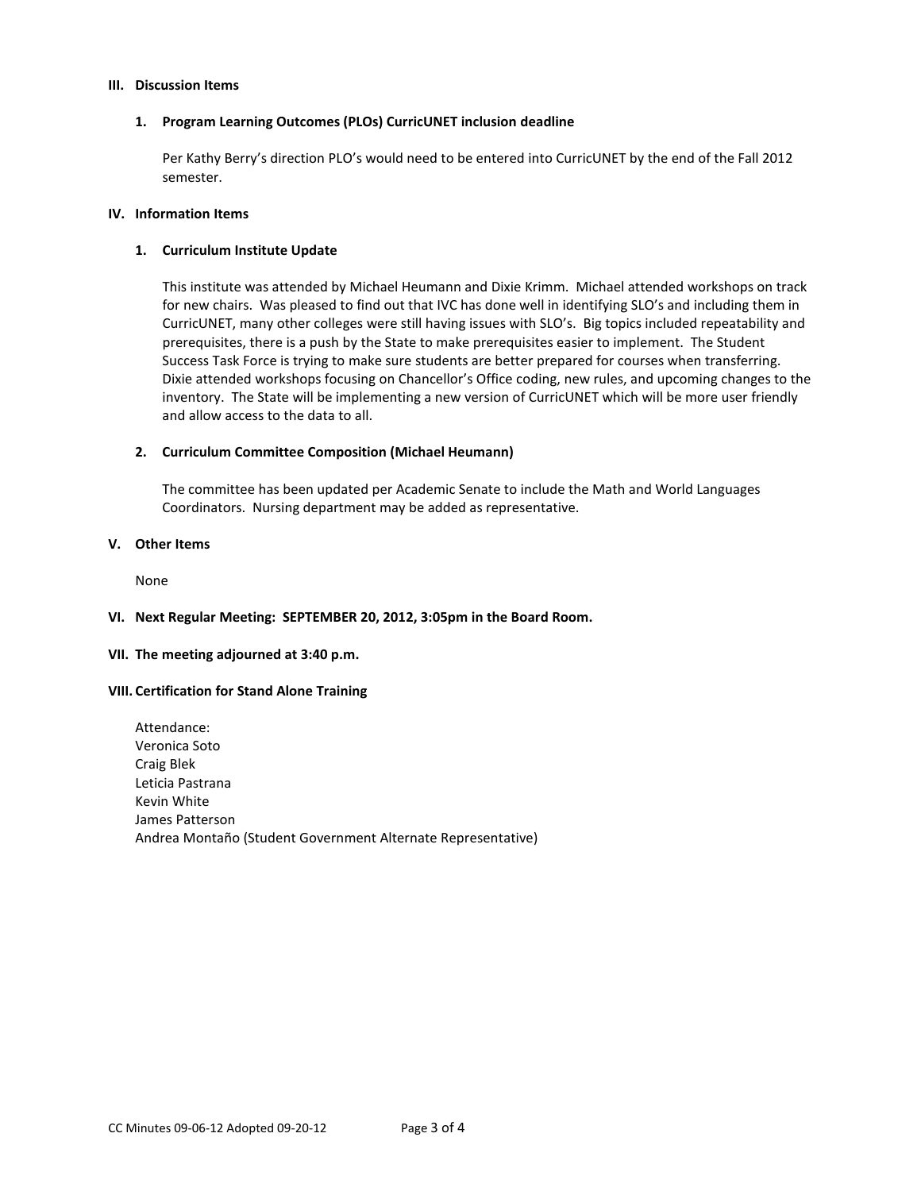## III. Discussion Items

### 1. Program Learning Outcomes (PLOs) CurricUNET inclusion deadline

Per Kathy Berry's direction PLO's would need to be entered into CurricUNET by the end of the Fall 2012 semester.

## IV. Information Items

### 1. Curriculum Institute Update

This institute was attended by Michael Heumann and Dixie Krimm. Michael attended workshops on track for new chairs. Was pleased to find out that IVC has done well in identifying SLO's and including them in CurricUNET, many other colleges were still having issues with SLO's. Big topics included repeatability and prerequisites, there is a push by the State to make prerequisites easier to implement. The Student Success Task Force is trying to make sure students are better prepared for courses when transferring. Dixie attended workshops focusing on Chancellor's Office coding, new rules, and upcoming changes to the inventory. The State will be implementing a new version of CurricUNET which will be more user friendly and allow access to the data to all.

### 2. Curriculum Committee Composition (Michael Heumann)

The committee has been updated per Academic Senate to include the Math and World Languages Coordinators. Nursing department may be added as representative.

## V. Other Items

None

## VI. Next Regular Meeting: SEPTEMBER 20, 2012, 3:05pm in the Board Room.

## VII. The meeting adjourned at 3:40 p.m.

## VIII. Certification for Stand Alone Training

Attendance:
Veronica Soto
Craig Blek
Leticia Pastrana
Kevin White
James Patterson
Andrea Montaño (Student Government Alternate Representative)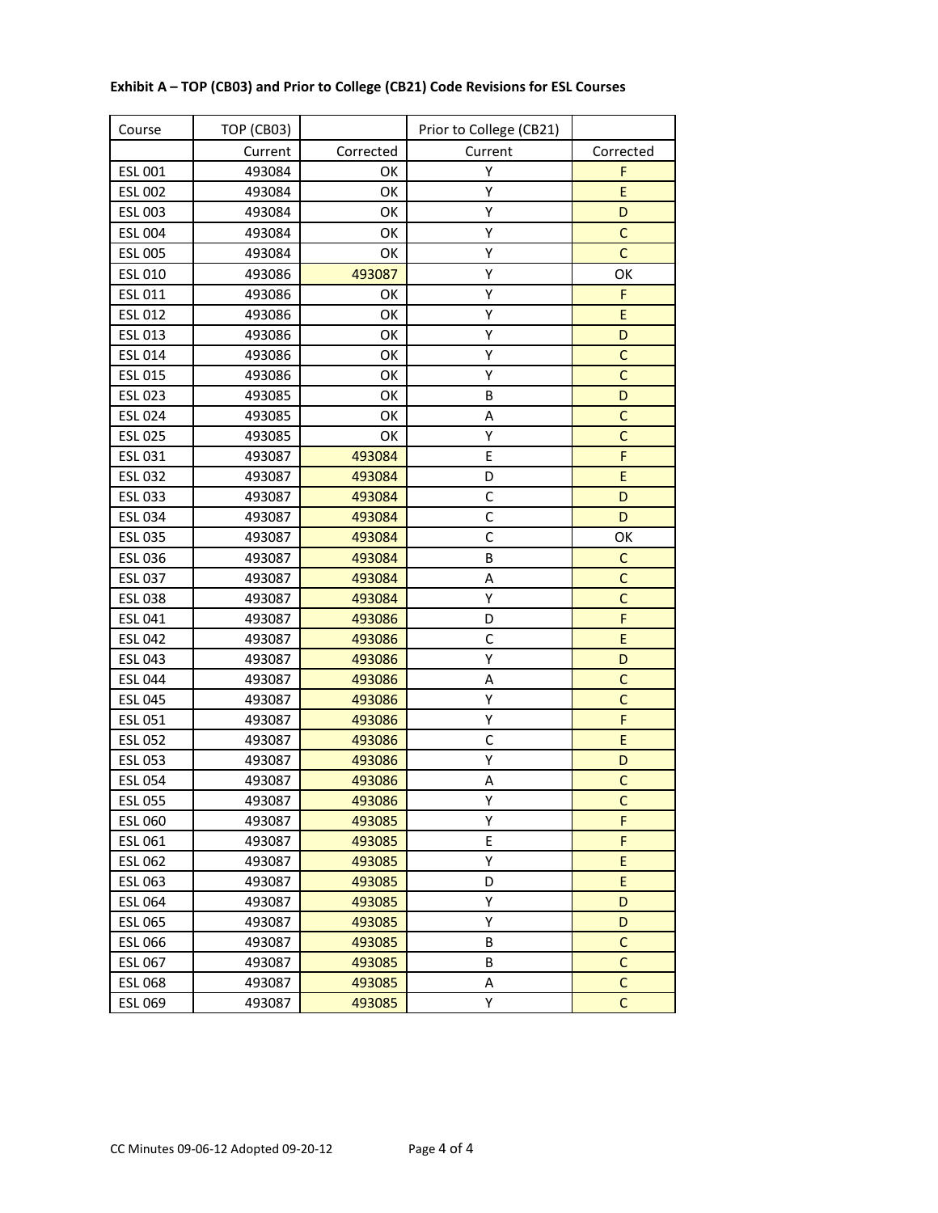**Exhibit A – TOP (CB03) and Prior to College (CB21) Code Revisions for ESL Courses**

| Course | TOP (CB03) | | Prior to College (CB21) | |
|---|---|---|---|---|
| | Current | Corrected | Current | Corrected |
| ESL 001 | 493084 | OK | Y | F |
| ESL 002 | 493084 | OK | Y | E |
| ESL 003 | 493084 | OK | Y | D |
| ESL 004 | 493084 | OK | Y | C |
| ESL 005 | 493084 | OK | Y | C |
| ESL 010 | 493086 | 493087 | Y | OK |
| ESL 011 | 493086 | OK | Y | F |
| ESL 012 | 493086 | OK | Y | E |
| ESL 013 | 493086 | OK | Y | D |
| ESL 014 | 493086 | OK | Y | C |
| ESL 015 | 493086 | OK | Y | C |
| ESL 023 | 493085 | OK | B | D |
| ESL 024 | 493085 | OK | A | C |
| ESL 025 | 493085 | OK | Y | C |
| ESL 031 | 493087 | 493084 | E | F |
| ESL 032 | 493087 | 493084 | D | E |
| ESL 033 | 493087 | 493084 | C | D |
| ESL 034 | 493087 | 493084 | C | D |
| ESL 035 | 493087 | 493084 | C | OK |
| ESL 036 | 493087 | 493084 | B | C |
| ESL 037 | 493087 | 493084 | A | C |
| ESL 038 | 493087 | 493084 | Y | C |
| ESL 041 | 493087 | 493086 | D | F |
| ESL 042 | 493087 | 493086 | C | E |
| ESL 043 | 493087 | 493086 | Y | D |
| ESL 044 | 493087 | 493086 | A | C |
| ESL 045 | 493087 | 493086 | Y | C |
| ESL 051 | 493087 | 493086 | Y | F |
| ESL 052 | 493087 | 493086 | C | E |
| ESL 053 | 493087 | 493086 | Y | D |
| ESL 054 | 493087 | 493086 | A | C |
| ESL 055 | 493087 | 493086 | Y | C |
| ESL 060 | 493087 | 493085 | Y | F |
| ESL 061 | 493087 | 493085 | E | F |
| ESL 062 | 493087 | 493085 | Y | E |
| ESL 063 | 493087 | 493085 | D | E |
| ESL 064 | 493087 | 493085 | Y | D |
| ESL 065 | 493087 | 493085 | Y | D |
| ESL 066 | 493087 | 493085 | B | C |
| ESL 067 | 493087 | 493085 | B | C |
| ESL 068 | 493087 | 493085 | A | C |
| ESL 069 | 493087 | 493085 | Y | C |